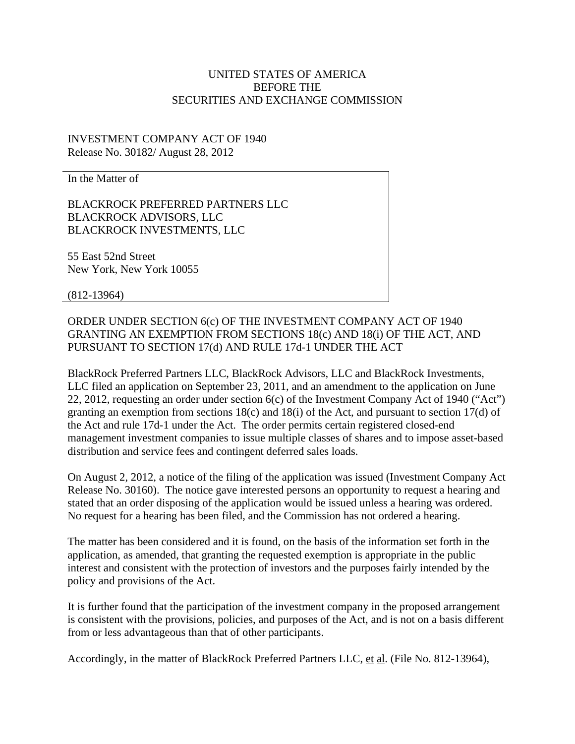UNITED STATES OF AMERICA
BEFORE THE
SECURITIES AND EXCHANGE COMMISSION

INVESTMENT COMPANY ACT OF 1940
Release No. 30182/ August 28, 2012

In the Matter of

BLACKROCK PREFERRED PARTNERS LLC
BLACKROCK ADVISORS, LLC
BLACKROCK INVESTMENTS, LLC

55 East 52nd Street
New York, New York 10055

(812-13964)

ORDER UNDER SECTION 6(c) OF THE INVESTMENT COMPANY ACT OF 1940 GRANTING AN EXEMPTION FROM SECTIONS 18(c) AND 18(i) OF THE ACT, AND PURSUANT TO SECTION 17(d) AND RULE 17d-1 UNDER THE ACT

BlackRock Preferred Partners LLC, BlackRock Advisors, LLC and BlackRock Investments, LLC filed an application on September 23, 2011, and an amendment to the application on June 22, 2012, requesting an order under section 6(c) of the Investment Company Act of 1940 ("Act") granting an exemption from sections 18(c) and 18(i) of the Act, and pursuant to section 17(d) of the Act and rule 17d-1 under the Act. The order permits certain registered closed-end management investment companies to issue multiple classes of shares and to impose asset-based distribution and service fees and contingent deferred sales loads.

On August 2, 2012, a notice of the filing of the application was issued (Investment Company Act Release No. 30160). The notice gave interested persons an opportunity to request a hearing and stated that an order disposing of the application would be issued unless a hearing was ordered. No request for a hearing has been filed, and the Commission has not ordered a hearing.

The matter has been considered and it is found, on the basis of the information set forth in the application, as amended, that granting the requested exemption is appropriate in the public interest and consistent with the protection of investors and the purposes fairly intended by the policy and provisions of the Act.

It is further found that the participation of the investment company in the proposed arrangement is consistent with the provisions, policies, and purposes of the Act, and is not on a basis different from or less advantageous than that of other participants.

Accordingly, in the matter of BlackRock Preferred Partners LLC, et al. (File No. 812-13964),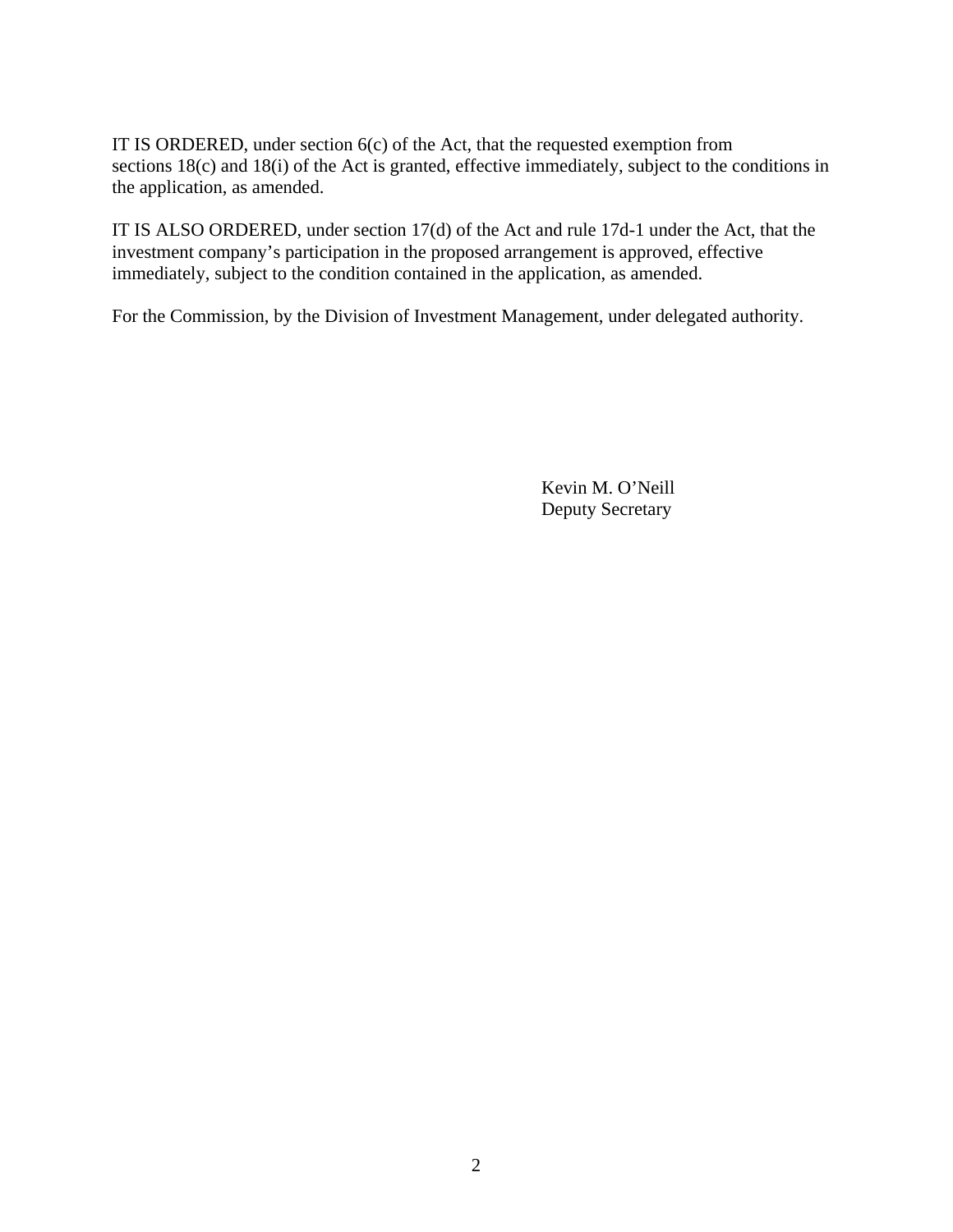IT IS ORDERED, under section 6(c) of the Act, that the requested exemption from sections 18(c) and 18(i) of the Act is granted, effective immediately, subject to the conditions in the application, as amended.

IT IS ALSO ORDERED, under section 17(d) of the Act and rule 17d-1 under the Act, that the investment company's participation in the proposed arrangement is approved, effective immediately, subject to the condition contained in the application, as amended.

For the Commission, by the Division of Investment Management, under delegated authority.

Kevin M. O'Neill
Deputy Secretary